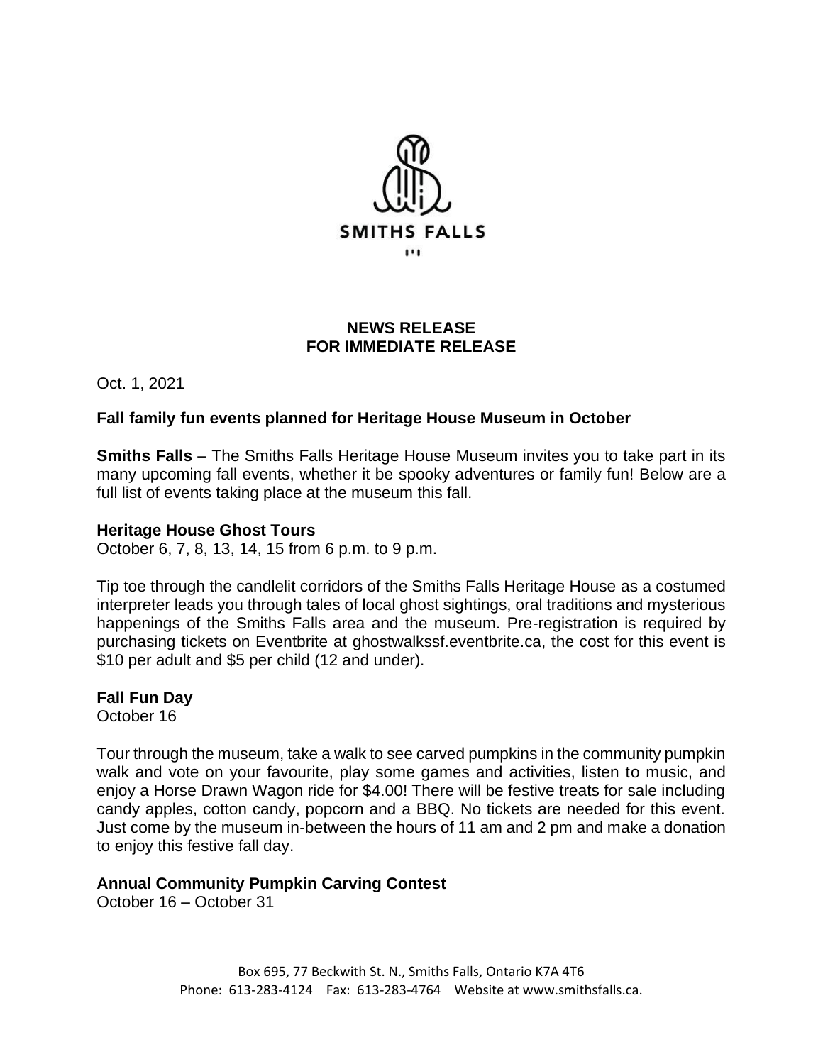SMITHS FALLS

**NEWS RELEASE**
**FOR IMMEDIATE RELEASE**

Oct. 1, 2021

**Fall family fun events planned for Heritage House Museum in October**

**Smiths Falls** – The Smiths Falls Heritage House Museum invites you to take part in its many upcoming fall events, whether it be spooky adventures or family fun! Below are a full list of events taking place at the museum this fall.

**Heritage House Ghost Tours**
October 6, 7, 8, 13, 14, 15 from 6 p.m. to 9 p.m.

Tip toe through the candlelit corridors of the Smiths Falls Heritage House as a costumed interpreter leads you through tales of local ghost sightings, oral traditions and mysterious happenings of the Smiths Falls area and the museum. Pre-registration is required by purchasing tickets on Eventbrite at ghostwalkssf.eventbrite.ca, the cost for this event is $10 per adult and $5 per child (12 and under).

**Fall Fun Day**
October 16

Tour through the museum, take a walk to see carved pumpkins in the community pumpkin walk and vote on your favourite, play some games and activities, listen to music, and enjoy a Horse Drawn Wagon ride for $4.00! There will be festive treats for sale including candy apples, cotton candy, popcorn and a BBQ. No tickets are needed for this event. Just come by the museum in-between the hours of 11 am and 2 pm and make a donation to enjoy this festive fall day.

**Annual Community Pumpkin Carving Contest**
October 16 – October 31

Box 695, 77 Beckwith St. N., Smiths Falls, Ontario K7A 4T6
Phone: 613-283-4124 Fax: 613-283-4764 Website at www.smithsfalls.ca.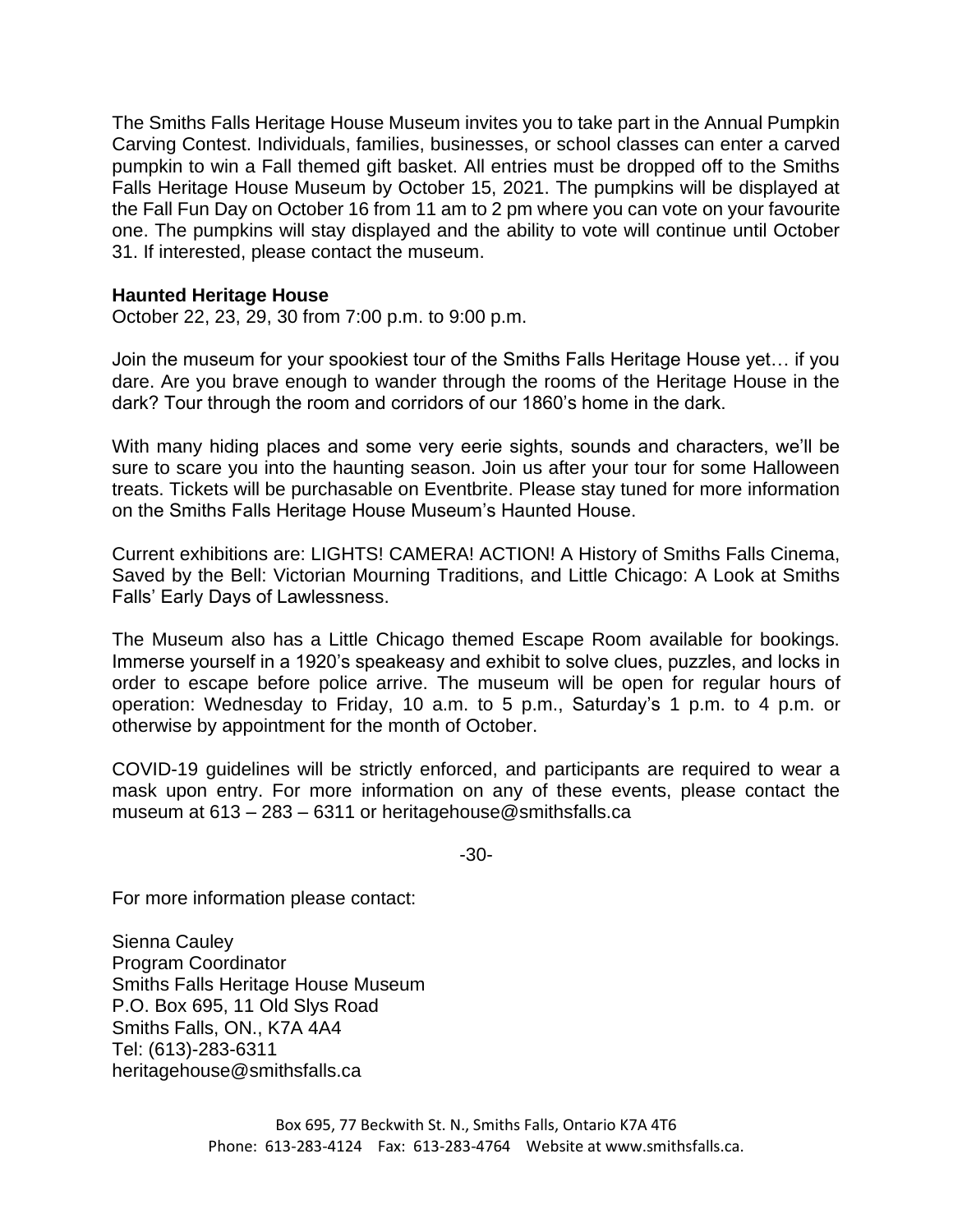The Smiths Falls Heritage House Museum invites you to take part in the Annual Pumpkin Carving Contest. Individuals, families, businesses, or school classes can enter a carved pumpkin to win a Fall themed gift basket. All entries must be dropped off to the Smiths Falls Heritage House Museum by October 15, 2021. The pumpkins will be displayed at the Fall Fun Day on October 16 from 11 am to 2 pm where you can vote on your favourite one. The pumpkins will stay displayed and the ability to vote will continue until October 31. If interested, please contact the museum.

**Haunted Heritage House**
October 22, 23, 29, 30 from 7:00 p.m. to 9:00 p.m.

Join the museum for your spookiest tour of the Smiths Falls Heritage House yet… if you dare. Are you brave enough to wander through the rooms of the Heritage House in the dark? Tour through the room and corridors of our 1860's home in the dark.

With many hiding places and some very eerie sights, sounds and characters, we'll be sure to scare you into the haunting season. Join us after your tour for some Halloween treats. Tickets will be purchasable on Eventbrite. Please stay tuned for more information on the Smiths Falls Heritage House Museum's Haunted House.

Current exhibitions are: LIGHTS! CAMERA! ACTION! A History of Smiths Falls Cinema, Saved by the Bell: Victorian Mourning Traditions, and Little Chicago: A Look at Smiths Falls' Early Days of Lawlessness.

The Museum also has a Little Chicago themed Escape Room available for bookings. Immerse yourself in a 1920's speakeasy and exhibit to solve clues, puzzles, and locks in order to escape before police arrive. The museum will be open for regular hours of operation: Wednesday to Friday, 10 a.m. to 5 p.m., Saturday's 1 p.m. to 4 p.m. or otherwise by appointment for the month of October.

COVID-19 guidelines will be strictly enforced, and participants are required to wear a mask upon entry. For more information on any of these events, please contact the museum at 613 – 283 – 6311 or heritagehouse@smithsfalls.ca

-30-

For more information please contact:

Sienna Cauley
Program Coordinator
Smiths Falls Heritage House Museum
P.O. Box 695, 11 Old Slys Road
Smiths Falls, ON., K7A 4A4
Tel: (613)-283-6311
heritagehouse@smithsfalls.ca

Box 695, 77 Beckwith St. N., Smiths Falls, Ontario K7A 4T6
Phone: 613-283-4124 Fax: 613-283-4764 Website at www.smithsfalls.ca.